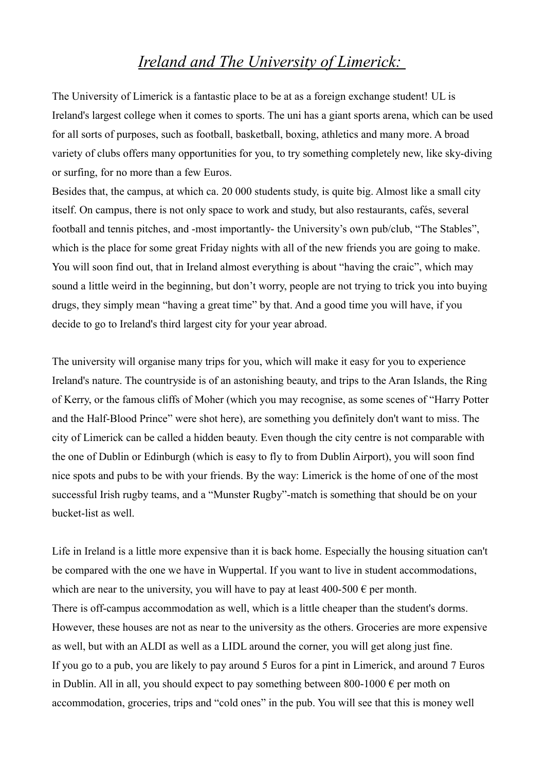# *Ireland and The University of Limerick:*

The University of Limerick is a fantastic place to be at as a foreign exchange student! UL is Ireland's largest college when it comes to sports. The uni has a giant sports arena, which can be used for all sorts of purposes, such as football, basketball, boxing, athletics and many more. A broad variety of clubs offers many opportunities for you, to try something completely new, like sky-diving or surfing, for no more than a few Euros.

Besides that, the campus, at which ca. 20 000 students study, is quite big. Almost like a small city itself. On campus, there is not only space to work and study, but also restaurants, cafés, several football and tennis pitches, and -most importantly- the University's own pub/club, "The Stables", which is the place for some great Friday nights with all of the new friends you are going to make. You will soon find out, that in Ireland almost everything is about "having the craic", which may sound a little weird in the beginning, but don't worry, people are not trying to trick you into buying drugs, they simply mean "having a great time" by that. And a good time you will have, if you decide to go to Ireland's third largest city for your year abroad.

The university will organise many trips for you, which will make it easy for you to experience Ireland's nature. The countryside is of an astonishing beauty, and trips to the Aran Islands, the Ring of Kerry, or the famous cliffs of Moher (which you may recognise, as some scenes of "Harry Potter and the Half-Blood Prince" were shot here), are something you definitely don't want to miss. The city of Limerick can be called a hidden beauty. Even though the city centre is not comparable with the one of Dublin or Edinburgh (which is easy to fly to from Dublin Airport), you will soon find nice spots and pubs to be with your friends. By the way: Limerick is the home of one of the most successful Irish rugby teams, and a "Munster Rugby"-match is something that should be on your bucket-list as well.

Life in Ireland is a little more expensive than it is back home. Especially the housing situation can't be compared with the one we have in Wuppertal. If you want to live in student accommodations, which are near to the university, you will have to pay at least 400-500 € per month.

There is off-campus accommodation as well, which is a little cheaper than the student's dorms. However, these houses are not as near to the university as the others. Groceries are more expensive as well, but with an ALDI as well as a LIDL around the corner, you will get along just fine.

If you go to a pub, you are likely to pay around 5 Euros for a pint in Limerick, and around 7 Euros in Dublin. All in all, you should expect to pay something between 800-1000 € per moth on accommodation, groceries, trips and "cold ones" in the pub. You will see that this is money well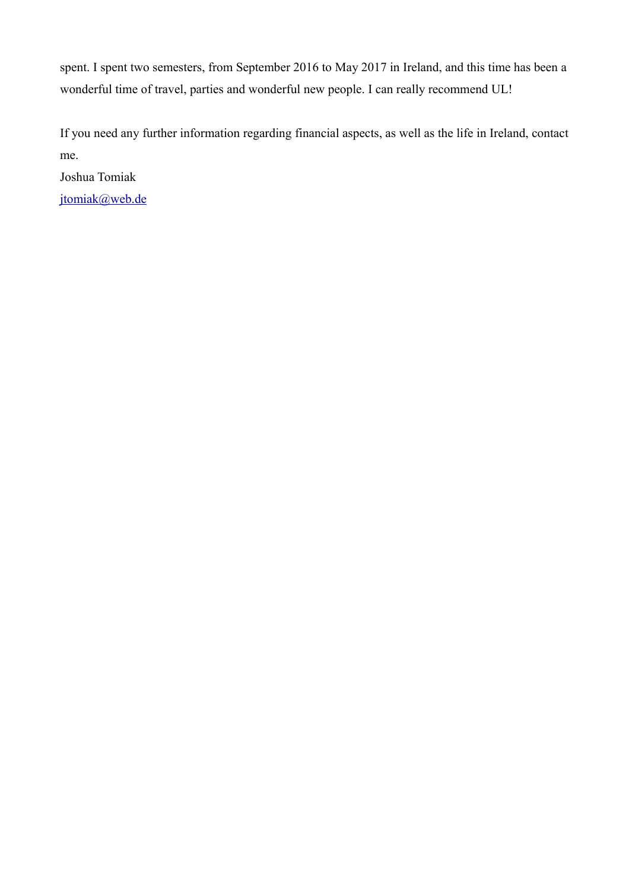spent. I spent two semesters, from September 2016 to May 2017 in Ireland, and this time has been a wonderful time of travel, parties and wonderful new people. I can really recommend UL!

If you need any further information regarding financial aspects, as well as the life in Ireland, contact me.
Joshua Tomiak
jtomiak@web.de